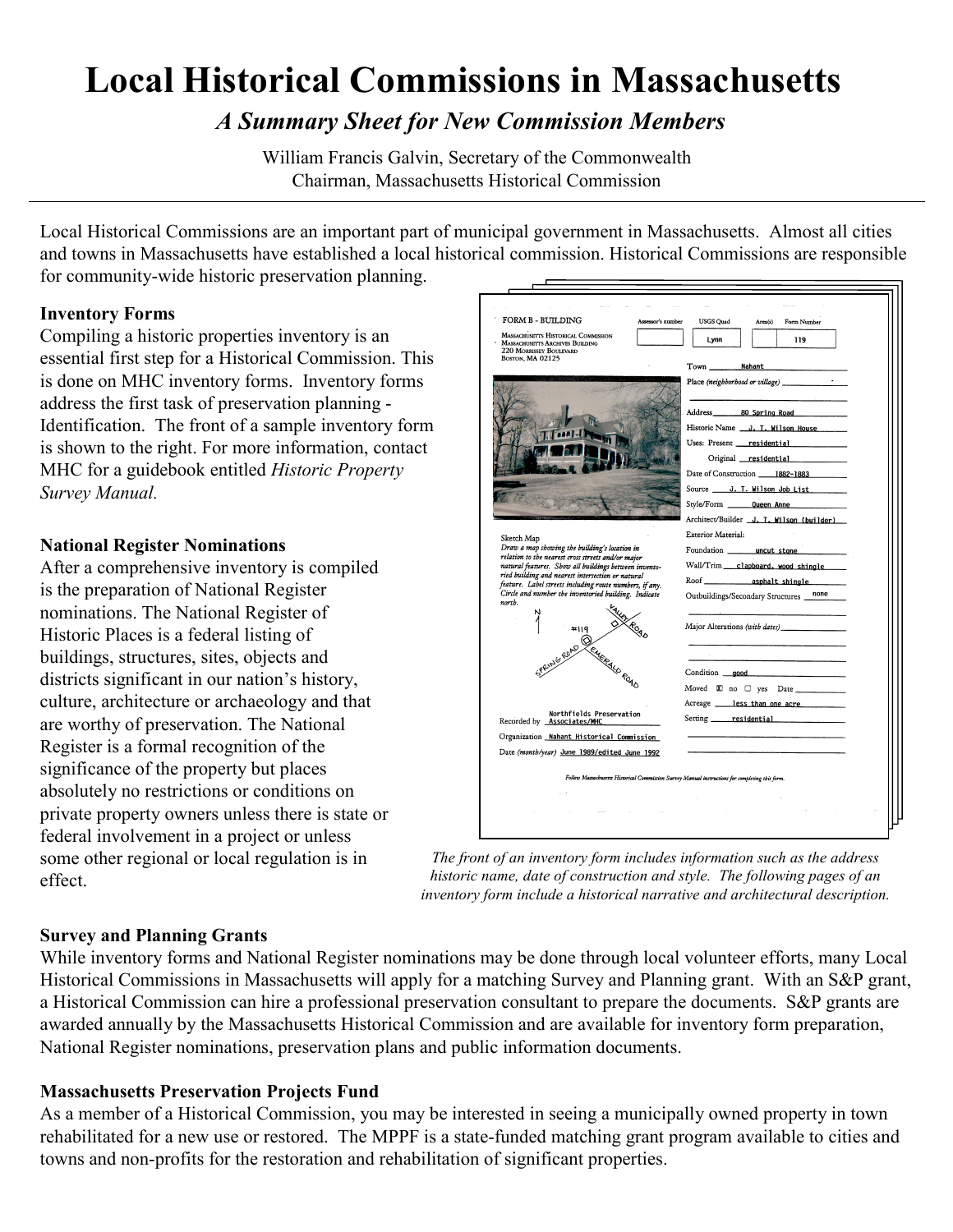# Local Historical Commissions in Massachusetts

## *A Summary Sheet for New Commission Members*

William Francis Galvin, Secretary of the Commonwealth
Chairman, Massachusetts Historical Commission

---

Local Historical Commissions are an important part of municipal government in Massachusetts. Almost all cities and towns in Massachusetts have established a local historical commission. Historical Commissions are responsible for community-wide historic preservation planning.

### Inventory Forms

Compiling a historic properties inventory is an essential first step for a Historical Commission. This is done on MHC inventory forms. Inventory forms address the first task of preservation planning - Identification. The front of a sample inventory form is shown to the right. For more information, contact MHC for a guidebook entitled *Historic Property Survey Manual.*

*The front of an inventory form includes information such as the address historic name, date of construction and style. The following pages of an inventory form include a historical narrative and architectural description.*

### National Register Nominations

After a comprehensive inventory is compiled is the preparation of National Register nominations. The National Register of Historic Places is a federal listing of buildings, structures, sites, objects and districts significant in our nation's history, culture, architecture or archaeology and that are worthy of preservation. The National Register is a formal recognition of the significance of the property but places absolutely no restrictions or conditions on private property owners unless there is state or federal involvement in a project or unless some other regional or local regulation is in effect.

### Survey and Planning Grants

While inventory forms and National Register nominations may be done through local volunteer efforts, many Local Historical Commissions in Massachusetts will apply for a matching Survey and Planning grant. With an S&P grant, a Historical Commission can hire a professional preservation consultant to prepare the documents. S&P grants are awarded annually by the Massachusetts Historical Commission and are available for inventory form preparation, National Register nominations, preservation plans and public information documents.

### Massachusetts Preservation Projects Fund

As a member of a Historical Commission, you may be interested in seeing a municipally owned property in town rehabilitated for a new use or restored. The MPPF is a state-funded matching grant program available to cities and towns and non-profits for the restoration and rehabilitation of significant properties.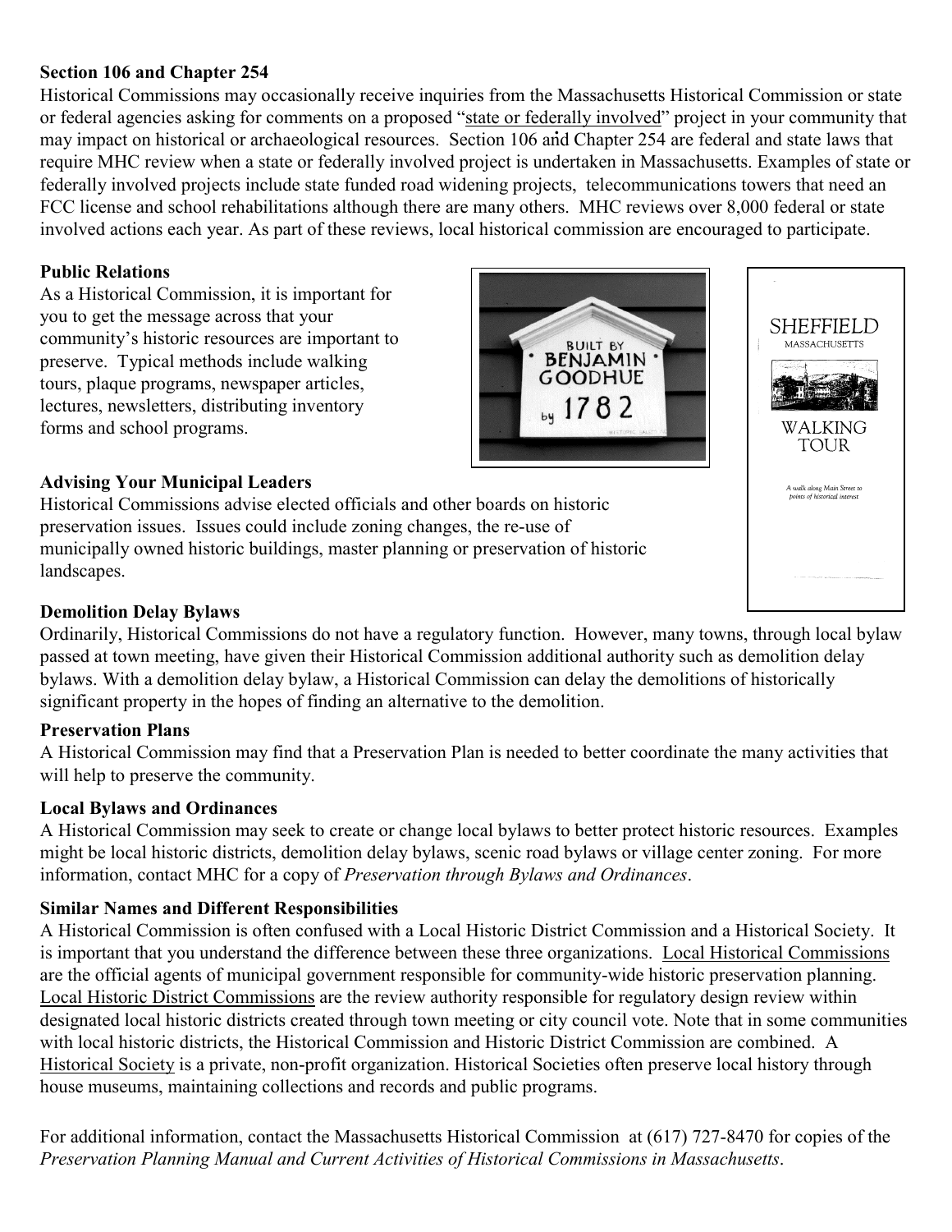**Section 106 and Chapter 254**

Historical Commissions may occasionally receive inquiries from the Massachusetts Historical Commission or state or federal agencies asking for comments on a proposed "state or federally involved" project in your community that may impact on historical or archaeological resources. Section 106 and Chapter 254 are federal and state laws that require MHC review when a state or federally involved project is undertaken in Massachusetts. Examples of state or federally involved projects include state funded road widening projects, telecommunications towers that need an FCC license and school rehabilitations although there are many others. MHC reviews over 8,000 federal or state involved actions each year. As part of these reviews, local historical commission are encouraged to participate.

**Public Relations**

As a Historical Commission, it is important for you to get the message across that your community's historic resources are important to preserve. Typical methods include walking tours, plaque programs, newspaper articles, lectures, newsletters, distributing inventory forms and school programs.

**Advising Your Municipal Leaders**

Historical Commissions advise elected officials and other boards on historic preservation issues. Issues could include zoning changes, the re-use of municipally owned historic buildings, master planning or preservation of historic landscapes.

**Demolition Delay Bylaws**

Ordinarily, Historical Commissions do not have a regulatory function. However, many towns, through local bylaw passed at town meeting, have given their Historical Commission additional authority such as demolition delay bylaws. With a demolition delay bylaw, a Historical Commission can delay the demolitions of historically significant property in the hopes of finding an alternative to the demolition.

**Preservation Plans**

A Historical Commission may find that a Preservation Plan is needed to better coordinate the many activities that will help to preserve the community.

**Local Bylaws and Ordinances**

A Historical Commission may seek to create or change local bylaws to better protect historic resources. Examples might be local historic districts, demolition delay bylaws, scenic road bylaws or village center zoning. For more information, contact MHC for a copy of *Preservation through Bylaws and Ordinances*.

**Similar Names and Different Responsibilities**

A Historical Commission is often confused with a Local Historic District Commission and a Historical Society. It is important that you understand the difference between these three organizations. Local Historical Commissions are the official agents of municipal government responsible for community-wide historic preservation planning. Local Historic District Commissions are the review authority responsible for regulatory design review within designated local historic districts created through town meeting or city council vote. Note that in some communities with local historic districts, the Historical Commission and Historic District Commission are combined. A Historical Society is a private, non-profit organization. Historical Societies often preserve local history through house museums, maintaining collections and records and public programs.

For additional information, contact the Massachusetts Historical Commission at (617) 727-8470 for copies of the *Preservation Planning Manual and Current Activities of Historical Commissions in Massachusetts*.